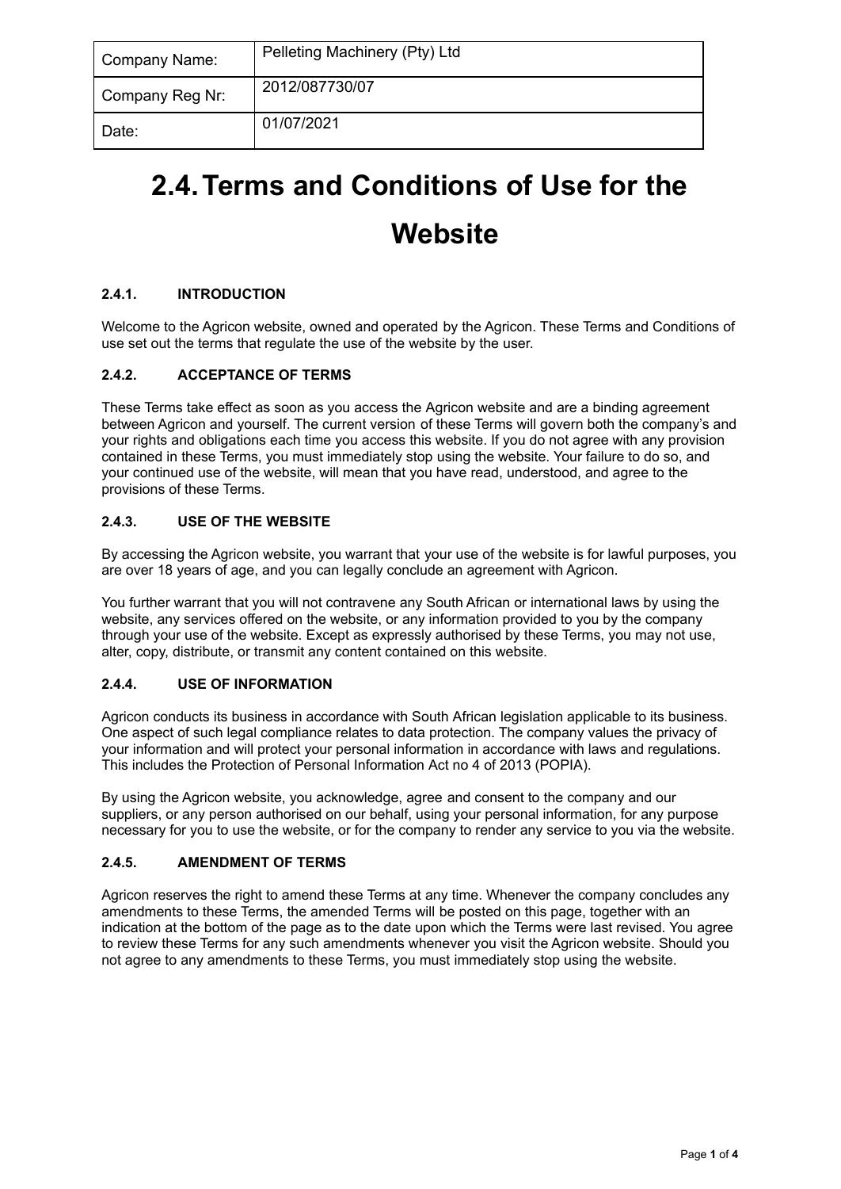| Company Name: | Pelleting Machinery (Pty) Ltd |
|---|---|
| Company Reg Nr: | 2012/087730/07 |
| Date: | 01/07/2021 |

# 2.4. Terms and Conditions of Use for the Website

### 2.4.1. INTRODUCTION

Welcome to the Agricon website, owned and operated by the Agricon. These Terms and Conditions of use set out the terms that regulate the use of the website by the user.

### 2.4.2. ACCEPTANCE OF TERMS

These Terms take effect as soon as you access the Agricon website and are a binding agreement between Agricon and yourself. The current version of these Terms will govern both the company's and your rights and obligations each time you access this website. If you do not agree with any provision contained in these Terms, you must immediately stop using the website. Your failure to do so, and your continued use of the website, will mean that you have read, understood, and agree to the provisions of these Terms.

### 2.4.3. USE OF THE WEBSITE

By accessing the Agricon website, you warrant that your use of the website is for lawful purposes, you are over 18 years of age, and you can legally conclude an agreement with Agricon.

You further warrant that you will not contravene any South African or international laws by using the website, any services offered on the website, or any information provided to you by the company through your use of the website. Except as expressly authorised by these Terms, you may not use, alter, copy, distribute, or transmit any content contained on this website.

### 2.4.4. USE OF INFORMATION

Agricon conducts its business in accordance with South African legislation applicable to its business. One aspect of such legal compliance relates to data protection. The company values the privacy of your information and will protect your personal information in accordance with laws and regulations. This includes the Protection of Personal Information Act no 4 of 2013 (POPIA).

By using the Agricon website, you acknowledge, agree and consent to the company and our suppliers, or any person authorised on our behalf, using your personal information, for any purpose necessary for you to use the website, or for the company to render any service to you via the website.

### 2.4.5. AMENDMENT OF TERMS

Agricon reserves the right to amend these Terms at any time. Whenever the company concludes any amendments to these Terms, the amended Terms will be posted on this page, together with an indication at the bottom of the page as to the date upon which the Terms were last revised. You agree to review these Terms for any such amendments whenever you visit the Agricon website. Should you not agree to any amendments to these Terms, you must immediately stop using the website.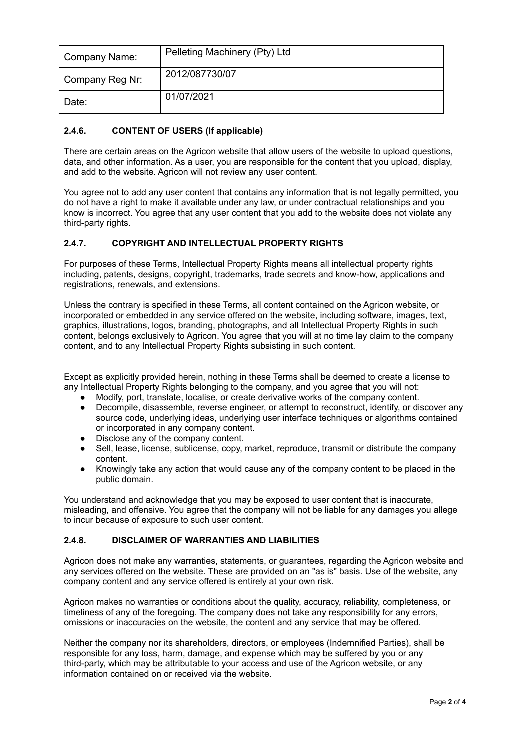| Company Name: | Pelleting Machinery (Pty) Ltd |
| --- | --- |
| Company Reg Nr: | 2012/087730/07 |
| Date: | 01/07/2021 |

### 2.4.6. CONTENT OF USERS (If applicable)

There are certain areas on the Agricon website that allow users of the website to upload questions, data, and other information. As a user, you are responsible for the content that you upload, display, and add to the website. Agricon will not review any user content.

You agree not to add any user content that contains any information that is not legally permitted, you do not have a right to make it available under any law, or under contractual relationships and you know is incorrect. You agree that any user content that you add to the website does not violate any third-party rights.

### 2.4.7. COPYRIGHT AND INTELLECTUAL PROPERTY RIGHTS

For purposes of these Terms, Intellectual Property Rights means all intellectual property rights including, patents, designs, copyright, trademarks, trade secrets and know-how, applications and registrations, renewals, and extensions.

Unless the contrary is specified in these Terms, all content contained on the Agricon website, or incorporated or embedded in any service offered on the website, including software, images, text, graphics, illustrations, logos, branding, photographs, and all Intellectual Property Rights in such content, belongs exclusively to Agricon. You agree that you will at no time lay claim to the company content, and to any Intellectual Property Rights subsisting in such content.

Except as explicitly provided herein, nothing in these Terms shall be deemed to create a license to any Intellectual Property Rights belonging to the company, and you agree that you will not:

- Modify, port, translate, localise, or create derivative works of the company content.
- Decompile, disassemble, reverse engineer, or attempt to reconstruct, identify, or discover any source code, underlying ideas, underlying user interface techniques or algorithms contained or incorporated in any company content.
- Disclose any of the company content.
- Sell, lease, license, sublicense, copy, market, reproduce, transmit or distribute the company content.
- Knowingly take any action that would cause any of the company content to be placed in the public domain.

You understand and acknowledge that you may be exposed to user content that is inaccurate, misleading, and offensive. You agree that the company will not be liable for any damages you allege to incur because of exposure to such user content.

### 2.4.8. DISCLAIMER OF WARRANTIES AND LIABILITIES

Agricon does not make any warranties, statements, or guarantees, regarding the Agricon website and any services offered on the website. These are provided on an "as is" basis. Use of the website, any company content and any service offered is entirely at your own risk.

Agricon makes no warranties or conditions about the quality, accuracy, reliability, completeness, or timeliness of any of the foregoing. The company does not take any responsibility for any errors, omissions or inaccuracies on the website, the content and any service that may be offered.

Neither the company nor its shareholders, directors, or employees (Indemnified Parties), shall be responsible for any loss, harm, damage, and expense which may be suffered by you or any third-party, which may be attributable to your access and use of the Agricon website, or any information contained on or received via the website.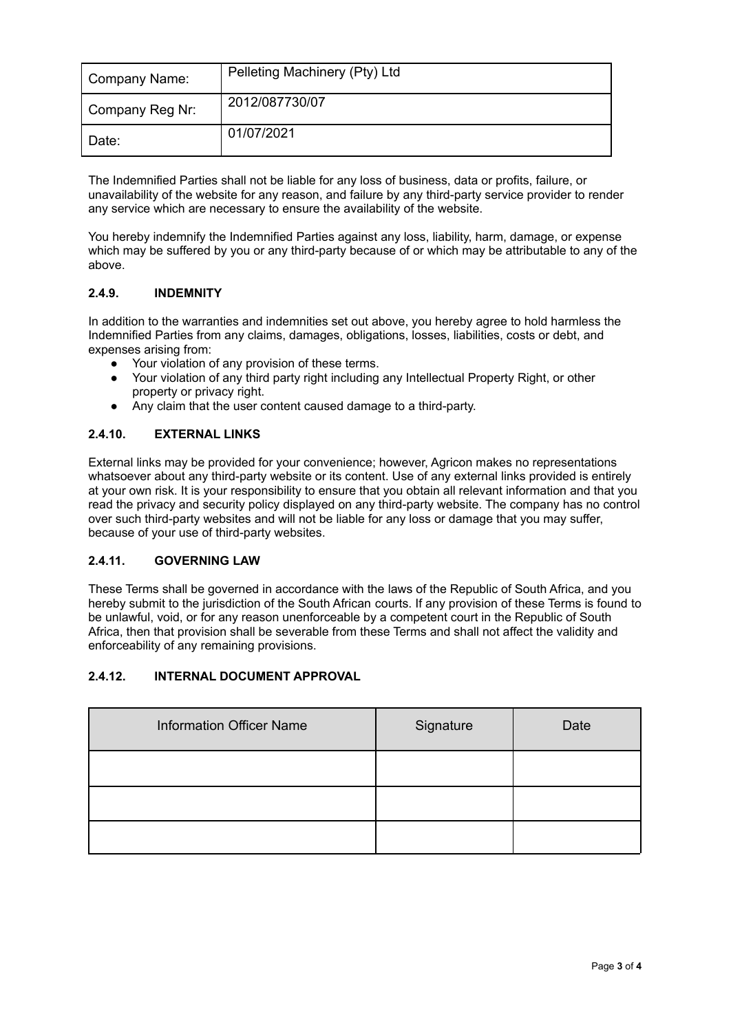| Company Name: | Pelleting Machinery (Pty) Ltd |
|---|---|
| Company Reg Nr: | 2012/087730/07 |
| Date: | 01/07/2021 |

The Indemnified Parties shall not be liable for any loss of business, data or profits, failure, or unavailability of the website for any reason, and failure by any third-party service provider to render any service which are necessary to ensure the availability of the website.

You hereby indemnify the Indemnified Parties against any loss, liability, harm, damage, or expense which may be suffered by you or any third-party because of or which may be attributable to any of the above.

### 2.4.9. INDEMNITY

In addition to the warranties and indemnities set out above, you hereby agree to hold harmless the Indemnified Parties from any claims, damages, obligations, losses, liabilities, costs or debt, and expenses arising from:

- Your violation of any provision of these terms.
- Your violation of any third party right including any Intellectual Property Right, or other property or privacy right.
- Any claim that the user content caused damage to a third-party.

### 2.4.10. EXTERNAL LINKS

External links may be provided for your convenience; however, Agricon makes no representations whatsoever about any third-party website or its content. Use of any external links provided is entirely at your own risk. It is your responsibility to ensure that you obtain all relevant information and that you read the privacy and security policy displayed on any third-party website. The company has no control over such third-party websites and will not be liable for any loss or damage that you may suffer, because of your use of third-party websites.

### 2.4.11. GOVERNING LAW

These Terms shall be governed in accordance with the laws of the Republic of South Africa, and you hereby submit to the jurisdiction of the South African courts. If any provision of these Terms is found to be unlawful, void, or for any reason unenforceable by a competent court in the Republic of South Africa, then that provision shall be severable from these Terms and shall not affect the validity and enforceability of any remaining provisions.

### 2.4.12. INTERNAL DOCUMENT APPROVAL

| Information Officer Name | Signature | Date |
|---|---|---|
| | | |
| | | |
| | | |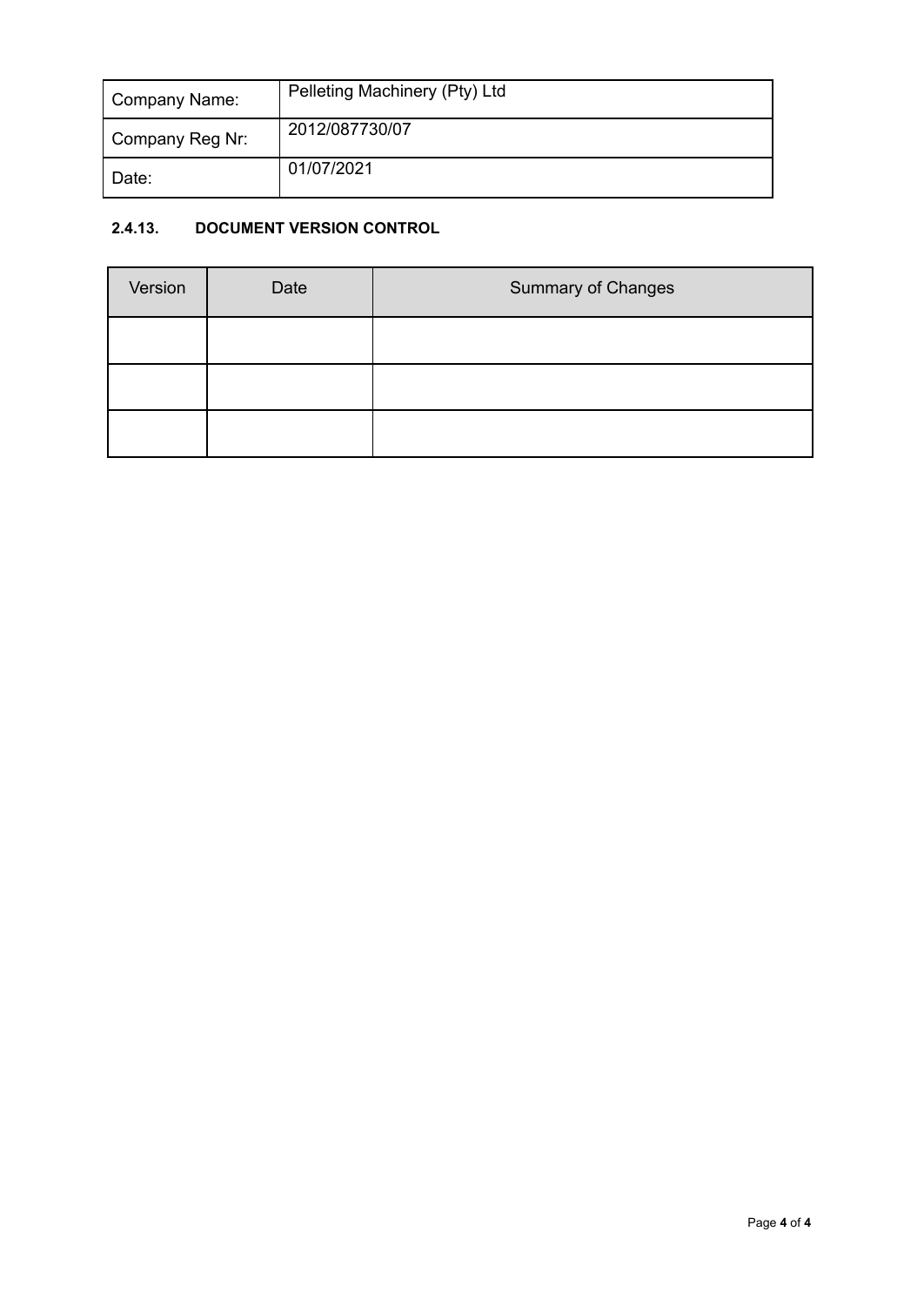| | |
|---|---|
| Company Name: | Pelleting Machinery (Pty) Ltd |
| Company Reg Nr: | 2012/087730/07 |
| Date: | 01/07/2021 |

#### 2.4.13. DOCUMENT VERSION CONTROL

| Version | Date | Summary of Changes |
|---|---|---|
| | | |
| | | |
| | | |